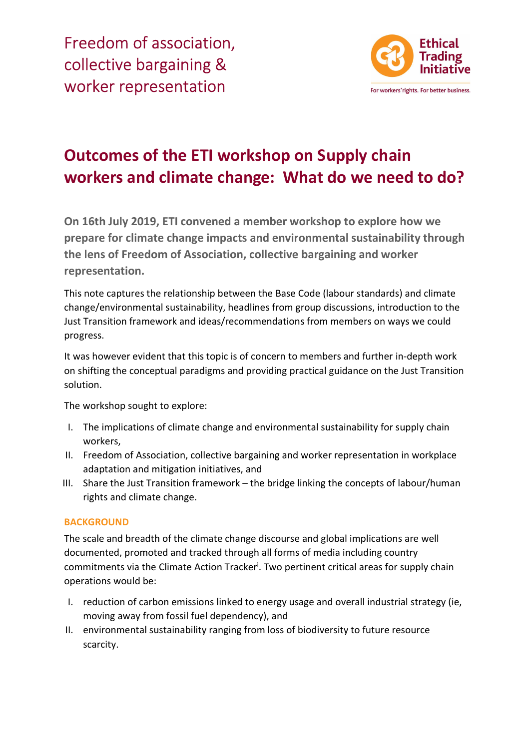Freedom of association, collective bargaining & worker representation

# Outcomes of the ETI workshop on Supply chain workers and climate change: What do we need to do?

**On 16th July 2019, ETI convened a member workshop to explore how we prepare for climate change impacts and environmental sustainability through the lens of Freedom of Association, collective bargaining and worker representation.**

This note captures the relationship between the Base Code (labour standards) and climate change/environmental sustainability, headlines from group discussions, introduction to the Just Transition framework and ideas/recommendations from members on ways we could progress.

It was however evident that this topic is of concern to members and further in-depth work on shifting the conceptual paradigms and providing practical guidance on the Just Transition solution.

The workshop sought to explore:

I. The implications of climate change and environmental sustainability for supply chain workers,
II. Freedom of Association, collective bargaining and worker representation in workplace adaptation and mitigation initiatives, and
III. Share the Just Transition framework – the bridge linking the concepts of labour/human rights and climate change.

## BACKGROUND

The scale and breadth of the climate change discourse and global implications are well documented, promoted and tracked through all forms of media including country commitments via the Climate Action Tracker[i]. Two pertinent critical areas for supply chain operations would be:

I. reduction of carbon emissions linked to energy usage and overall industrial strategy (ie, moving away from fossil fuel dependency), and
II. environmental sustainability ranging from loss of biodiversity to future resource scarcity.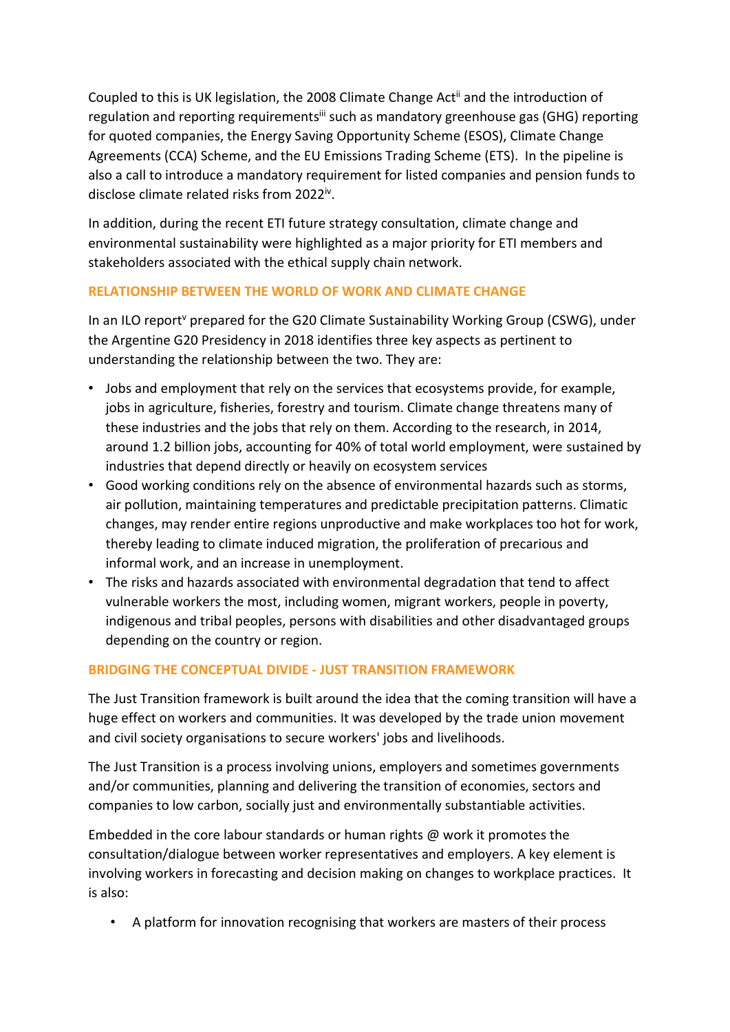Coupled to this is UK legislation, the 2008 Climate Change Act[ii] and the introduction of regulation and reporting requirements[iii] such as mandatory greenhouse gas (GHG) reporting for quoted companies, the Energy Saving Opportunity Scheme (ESOS), Climate Change Agreements (CCA) Scheme, and the EU Emissions Trading Scheme (ETS). In the pipeline is also a call to introduce a mandatory requirement for listed companies and pension funds to disclose climate related risks from 2022[iv].

In addition, during the recent ETI future strategy consultation, climate change and environmental sustainability were highlighted as a major priority for ETI members and stakeholders associated with the ethical supply chain network.

## RELATIONSHIP BETWEEN THE WORLD OF WORK AND CLIMATE CHANGE

In an ILO report[v] prepared for the G20 Climate Sustainability Working Group (CSWG), under the Argentine G20 Presidency in 2018 identifies three key aspects as pertinent to understanding the relationship between the two. They are:

- Jobs and employment that rely on the services that ecosystems provide, for example, jobs in agriculture, fisheries, forestry and tourism. Climate change threatens many of these industries and the jobs that rely on them. According to the research, in 2014, around 1.2 billion jobs, accounting for 40% of total world employment, were sustained by industries that depend directly or heavily on ecosystem services
- Good working conditions rely on the absence of environmental hazards such as storms, air pollution, maintaining temperatures and predictable precipitation patterns. Climatic changes, may render entire regions unproductive and make workplaces too hot for work, thereby leading to climate induced migration, the proliferation of precarious and informal work, and an increase in unemployment.
- The risks and hazards associated with environmental degradation that tend to affect vulnerable workers the most, including women, migrant workers, people in poverty, indigenous and tribal peoples, persons with disabilities and other disadvantaged groups depending on the country or region.

## BRIDGING THE CONCEPTUAL DIVIDE - JUST TRANSITION FRAMEWORK

The Just Transition framework is built around the idea that the coming transition will have a huge effect on workers and communities. It was developed by the trade union movement and civil society organisations to secure workers' jobs and livelihoods.

The Just Transition is a process involving unions, employers and sometimes governments and/or communities, planning and delivering the transition of economies, sectors and companies to low carbon, socially just and environmentally substantiable activities.

Embedded in the core labour standards or human rights @ work it promotes the consultation/dialogue between worker representatives and employers. A key element is involving workers in forecasting and decision making on changes to workplace practices. It is also:

- A platform for innovation recognising that workers are masters of their process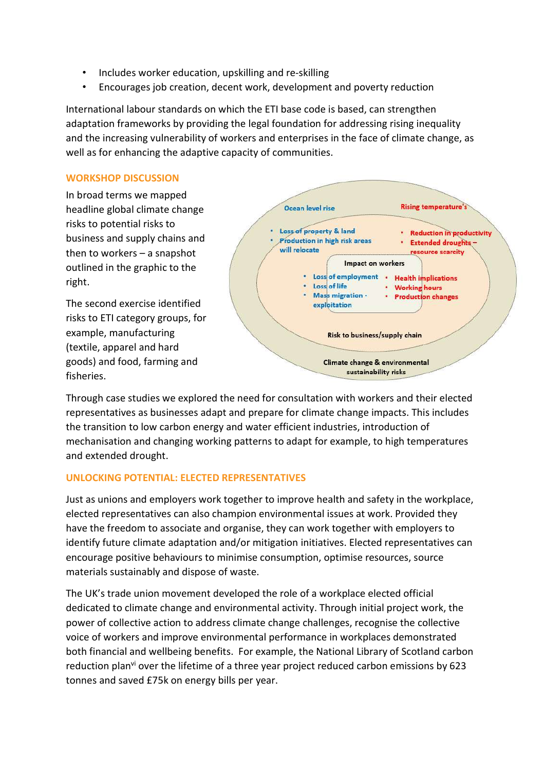- Includes worker education, upskilling and re-skilling
- Encourages job creation, decent work, development and poverty reduction

International labour standards on which the ETI base code is based, can strengthen adaptation frameworks by providing the legal foundation for addressing rising inequality and the increasing vulnerability of workers and enterprises in the face of climate change, as well as for enhancing the adaptive capacity of communities.

## WORKSHOP DISCUSSION

In broad terms we mapped headline global climate change risks to potential risks to business and supply chains and then to workers – a snapshot outlined in the graphic to the right.

The second exercise identified risks to ETI category groups, for example, manufacturing (textile, apparel and hard goods) and food, farming and fisheries.

Ocean level rise

Rising temperature's

- Loss of property & land
- Production in high risk areas will relocate

- Reduction in productivity
- Extended droughts – resource scarcity

Impact on workers

- Loss of employment
- Loss of life
- Mass migration - exploitation

- Health implications
- Working hours
- Production changes

Risk to business/supply chain

Climate change & environmental sustainability risks

Through case studies we explored the need for consultation with workers and their elected representatives as businesses adapt and prepare for climate change impacts. This includes the transition to low carbon energy and water efficient industries, introduction of mechanisation and changing working patterns to adapt for example, to high temperatures and extended drought.

## UNLOCKING POTENTIAL: ELECTED REPRESENTATIVES

Just as unions and employers work together to improve health and safety in the workplace, elected representatives can also champion environmental issues at work. Provided they have the freedom to associate and organise, they can work together with employers to identify future climate adaptation and/or mitigation initiatives. Elected representatives can encourage positive behaviours to minimise consumption, optimise resources, source materials sustainably and dispose of waste.

The UK's trade union movement developed the role of a workplace elected official dedicated to climate change and environmental activity. Through initial project work, the power of collective action to address climate change challenges, recognise the collective voice of workers and improve environmental performance in workplaces demonstrated both financial and wellbeing benefits. For example, the National Library of Scotland carbon reduction plan[vi] over the lifetime of a three year project reduced carbon emissions by 623 tonnes and saved £75k on energy bills per year.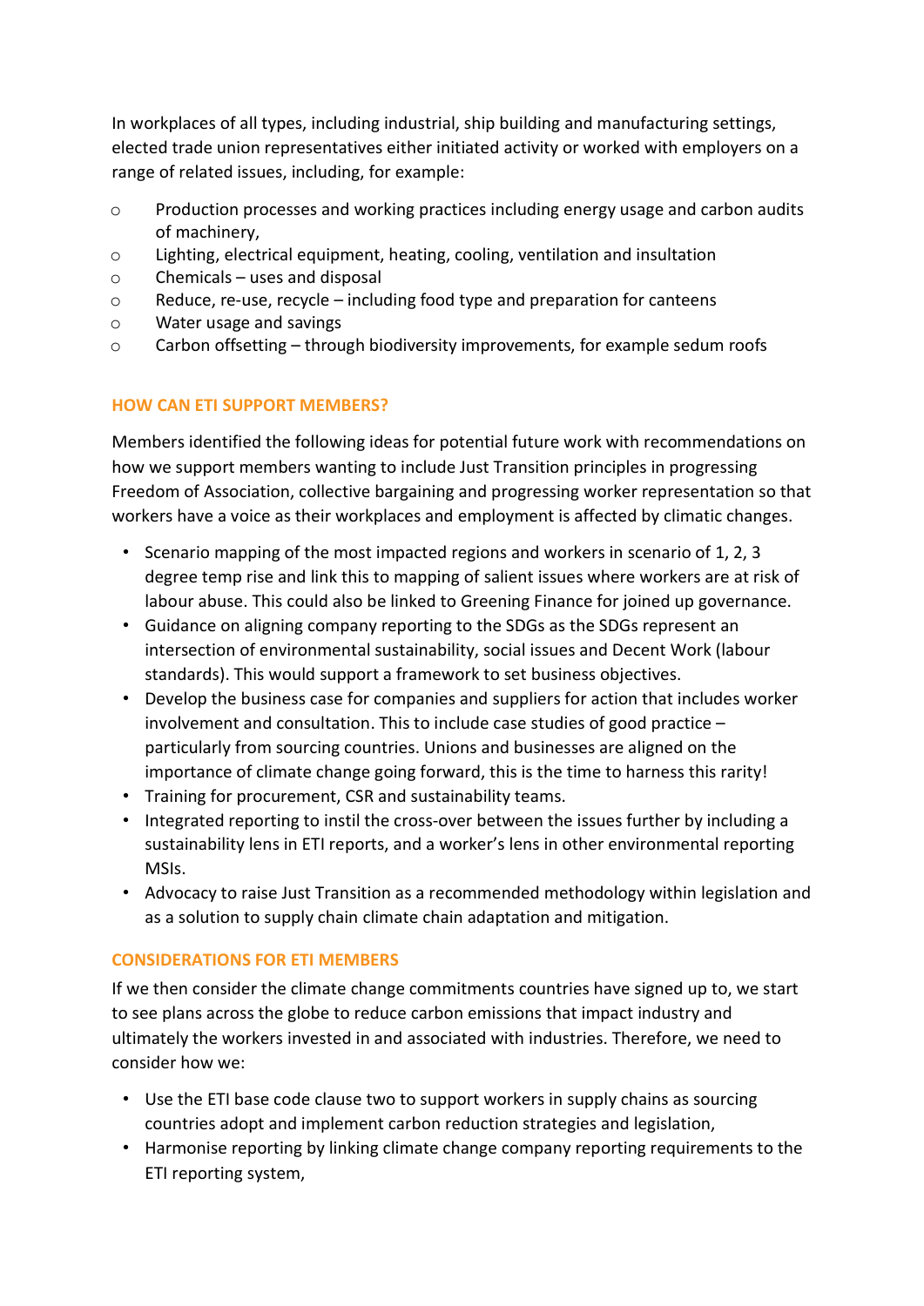In workplaces of all types, including industrial, ship building and manufacturing settings, elected trade union representatives either initiated activity or worked with employers on a range of related issues, including, for example:

- Production processes and working practices including energy usage and carbon audits of machinery,
- Lighting, electrical equipment, heating, cooling, ventilation and insultation
- Chemicals – uses and disposal
- Reduce, re-use, recycle – including food type and preparation for canteens
- Water usage and savings
- Carbon offsetting – through biodiversity improvements, for example sedum roofs

## HOW CAN ETI SUPPORT MEMBERS?

Members identified the following ideas for potential future work with recommendations on how we support members wanting to include Just Transition principles in progressing Freedom of Association, collective bargaining and progressing worker representation so that workers have a voice as their workplaces and employment is affected by climatic changes.

- Scenario mapping of the most impacted regions and workers in scenario of 1, 2, 3 degree temp rise and link this to mapping of salient issues where workers are at risk of labour abuse. This could also be linked to Greening Finance for joined up governance.
- Guidance on aligning company reporting to the SDGs as the SDGs represent an intersection of environmental sustainability, social issues and Decent Work (labour standards). This would support a framework to set business objectives.
- Develop the business case for companies and suppliers for action that includes worker involvement and consultation. This to include case studies of good practice – particularly from sourcing countries. Unions and businesses are aligned on the importance of climate change going forward, this is the time to harness this rarity!
- Training for procurement, CSR and sustainability teams.
- Integrated reporting to instil the cross-over between the issues further by including a sustainability lens in ETI reports, and a worker's lens in other environmental reporting MSIs.
- Advocacy to raise Just Transition as a recommended methodology within legislation and as a solution to supply chain climate chain adaptation and mitigation.

## CONSIDERATIONS FOR ETI MEMBERS

If we then consider the climate change commitments countries have signed up to, we start to see plans across the globe to reduce carbon emissions that impact industry and ultimately the workers invested in and associated with industries. Therefore, we need to consider how we:

- Use the ETI base code clause two to support workers in supply chains as sourcing countries adopt and implement carbon reduction strategies and legislation,
- Harmonise reporting by linking climate change company reporting requirements to the ETI reporting system,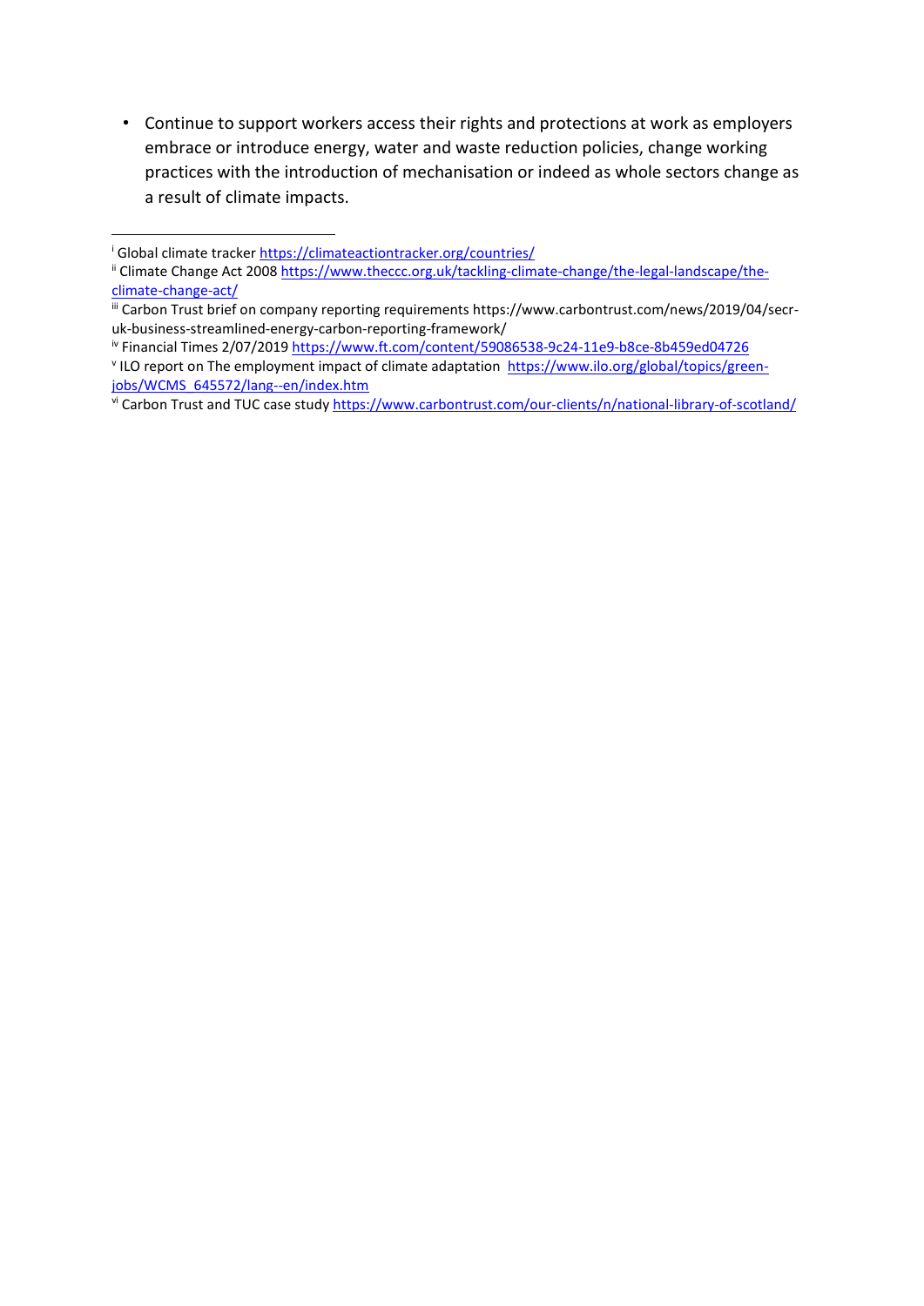- Continue to support workers access their rights and protections at work as employers embrace or introduce energy, water and waste reduction policies, change working practices with the introduction of mechanisation or indeed as whole sectors change as a result of climate impacts.

---

[i] Global climate tracker https://climateactiontracker.org/countries/

[ii] Climate Change Act 2008 https://www.theccc.org.uk/tackling-climate-change/the-legal-landscape/the-climate-change-act/

[iii] Carbon Trust brief on company reporting requirements https://www.carbontrust.com/news/2019/04/secr-uk-business-streamlined-energy-carbon-reporting-framework/

[iv] Financial Times 2/07/2019 https://www.ft.com/content/59086538-9c24-11e9-b8ce-8b459ed04726

[v] ILO report on The employment impact of climate adaptation https://www.ilo.org/global/topics/green-jobs/WCMS_645572/lang--en/index.htm

[vi] Carbon Trust and TUC case study https://www.carbontrust.com/our-clients/n/national-library-of-scotland/